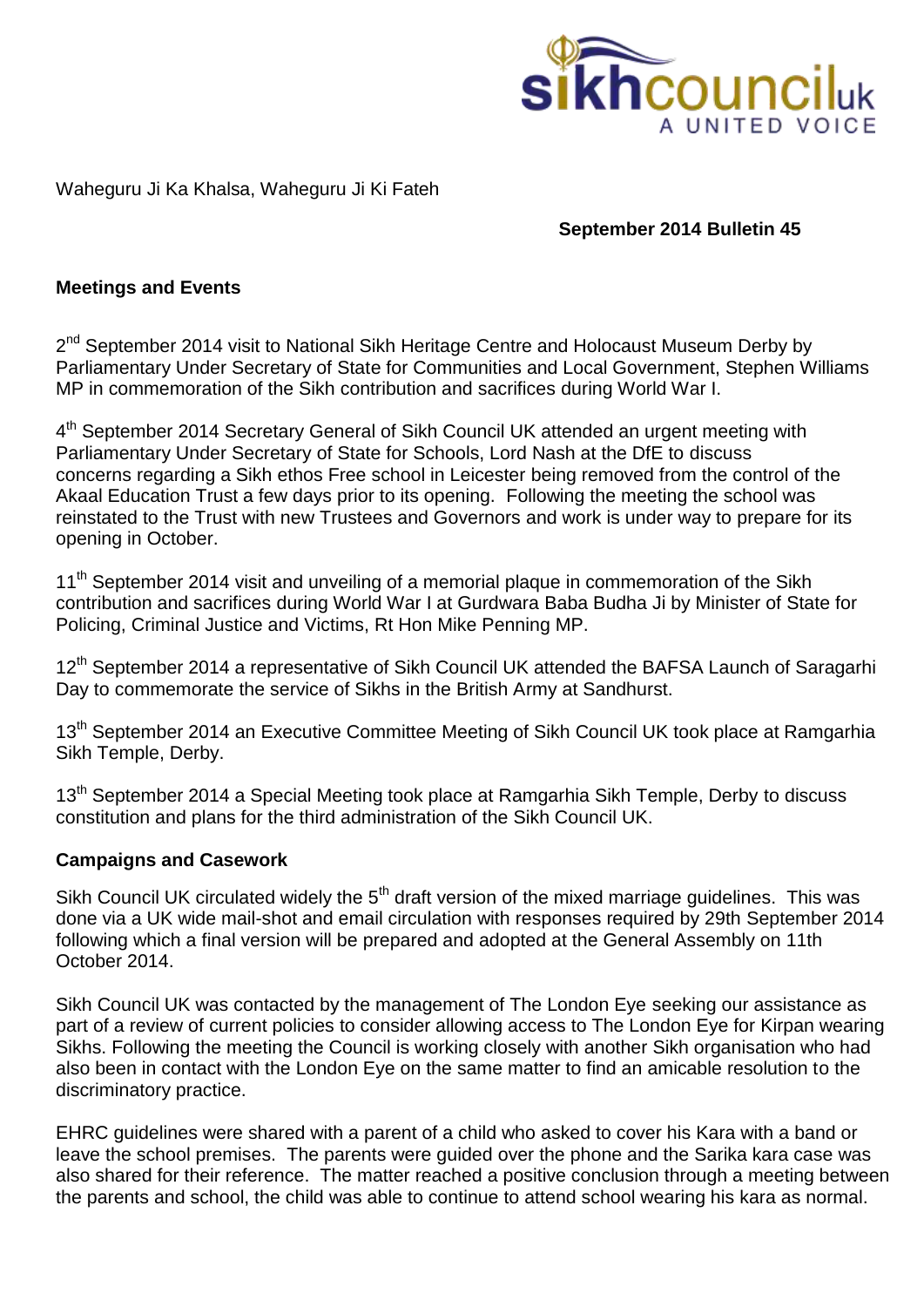Waheguru Ji Ka Khalsa, Waheguru Ji Ki Fateh

**September 2014 Bulletin 45**

**Meetings and Events**

2nd September 2014 visit to National Sikh Heritage Centre and Holocaust Museum Derby by Parliamentary Under Secretary of State for Communities and Local Government, Stephen Williams MP in commemoration of the Sikh contribution and sacrifices during World War I.

4th September 2014 Secretary General of Sikh Council UK attended an urgent meeting with Parliamentary Under Secretary of State for Schools, Lord Nash at the DfE to discuss concerns regarding a Sikh ethos Free school in Leicester being removed from the control of the Akaal Education Trust a few days prior to its opening. Following the meeting the school was reinstated to the Trust with new Trustees and Governors and work is under way to prepare for its opening in October.

11th September 2014 visit and unveiling of a memorial plaque in commemoration of the Sikh contribution and sacrifices during World War I at Gurdwara Baba Budha Ji by Minister of State for Policing, Criminal Justice and Victims, Rt Hon Mike Penning MP.

12th September 2014 a representative of Sikh Council UK attended the BAFSA Launch of Saragarhi Day to commemorate the service of Sikhs in the British Army at Sandhurst.

13th September 2014 an Executive Committee Meeting of Sikh Council UK took place at Ramgarhia Sikh Temple, Derby.

13th September 2014 a Special Meeting took place at Ramgarhia Sikh Temple, Derby to discuss constitution and plans for the third administration of the Sikh Council UK.

**Campaigns and Casework**

Sikh Council UK circulated widely the 5th draft version of the mixed marriage guidelines. This was done via a UK wide mail-shot and email circulation with responses required by 29th September 2014 following which a final version will be prepared and adopted at the General Assembly on 11th October 2014.

Sikh Council UK was contacted by the management of The London Eye seeking our assistance as part of a review of current policies to consider allowing access to The London Eye for Kirpan wearing Sikhs. Following the meeting the Council is working closely with another Sikh organisation who had also been in contact with the London Eye on the same matter to find an amicable resolution to the discriminatory practice.

EHRC guidelines were shared with a parent of a child who asked to cover his Kara with a band or leave the school premises. The parents were guided over the phone and the Sarika kara case was also shared for their reference. The matter reached a positive conclusion through a meeting between the parents and school, the child was able to continue to attend school wearing his kara as normal.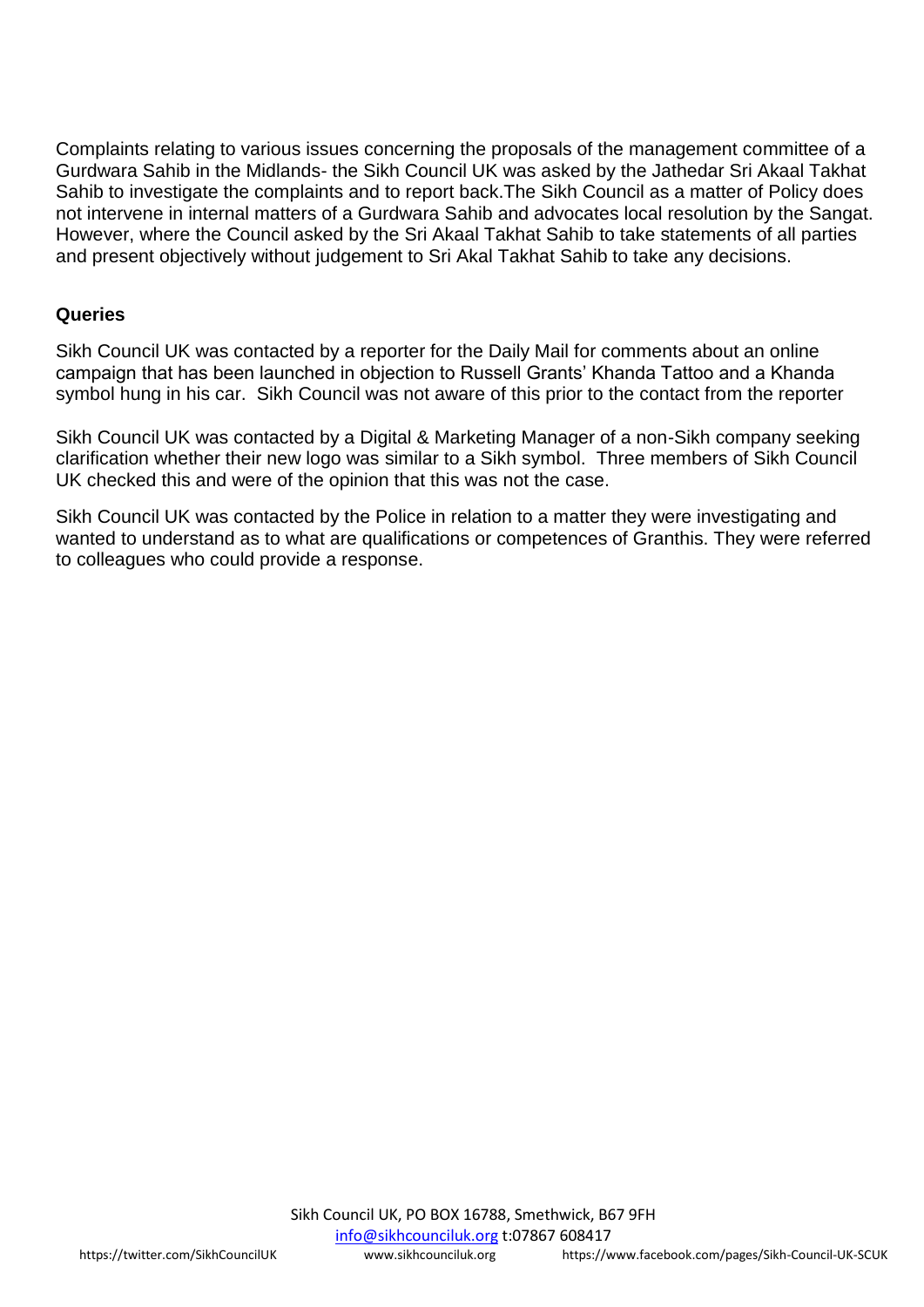Complaints relating to various issues concerning the proposals of the management committee of a Gurdwara Sahib in the Midlands- the Sikh Council UK was asked by the Jathedar Sri Akaal Takhat Sahib to investigate the complaints and to report back.The Sikh Council as a matter of Policy does not intervene in internal matters of a Gurdwara Sahib and advocates local resolution by the Sangat. However, where the Council asked by the Sri Akaal Takhat Sahib to take statements of all parties and present objectively without judgement to Sri Akal Takhat Sahib to take any decisions.

**Queries**

Sikh Council UK was contacted by a reporter for the Daily Mail for comments about an online campaign that has been launched in objection to Russell Grants' Khanda Tattoo and a Khanda symbol hung in his car. Sikh Council was not aware of this prior to the contact from the reporter

Sikh Council UK was contacted by a Digital & Marketing Manager of a non-Sikh company seeking clarification whether their new logo was similar to a Sikh symbol. Three members of Sikh Council UK checked this and were of the opinion that this was not the case.

Sikh Council UK was contacted by the Police in relation to a matter they were investigating and wanted to understand as to what are qualifications or competences of Granthis. They were referred to colleagues who could provide a response.